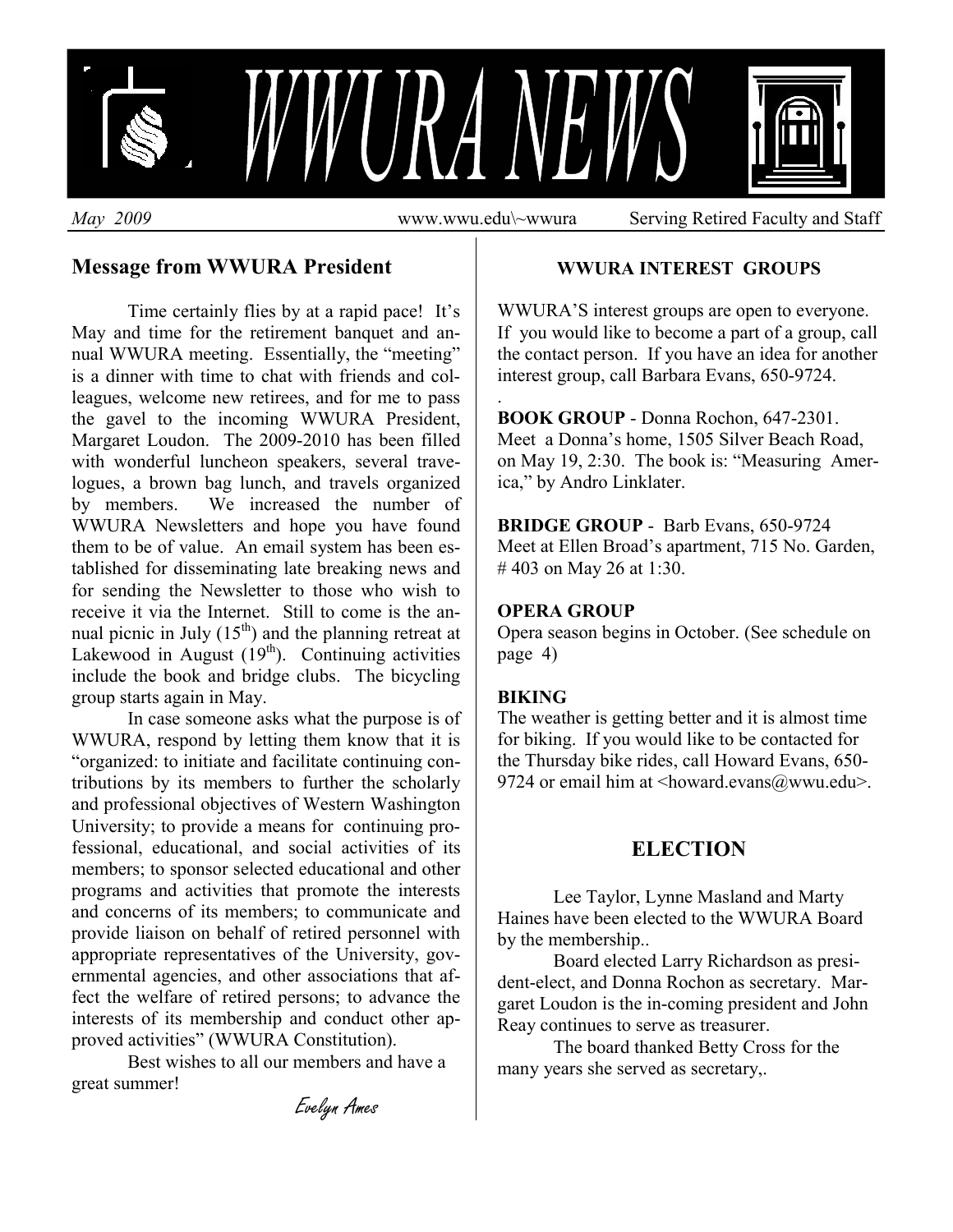# WWURA NEWS

*May 2009* www.wwu.edu\~wwura Serving Retired Faculty and Staff

## Message from WWURA President

Time certainly flies by at a rapid pace! It's May and time for the retirement banquet and annual WWURA meeting. Essentially, the "meeting" is a dinner with time to chat with friends and colleagues, welcome new retirees, and for me to pass the gavel to the incoming WWURA President, Margaret Loudon. The 2009-2010 has been filled with wonderful luncheon speakers, several travelogues, a brown bag lunch, and travels organized by members. We increased the number of WWURA Newsletters and hope you have found them to be of value. An email system has been established for disseminating late breaking news and for sending the Newsletter to those who wish to receive it via the Internet. Still to come is the annual picnic in July (15th) and the planning retreat at Lakewood in August (19th). Continuing activities include the book and bridge clubs. The bicycling group starts again in May.

In case someone asks what the purpose is of WWURA, respond by letting them know that it is "organized: to initiate and facilitate continuing contributions by its members to further the scholarly and professional objectives of Western Washington University; to provide a means for continuing professional, educational, and social activities of its members; to sponsor selected educational and other programs and activities that promote the interests and concerns of its members; to communicate and provide liaison on behalf of retired personnel with appropriate representatives of the University, governmental agencies, and other associations that affect the welfare of retired persons; to advance the interests of its membership and conduct other approved activities" (WWURA Constitution).

Best wishes to all our members and have a great summer!

*Evelyn Ames*

### WWURA INTEREST GROUPS

WWURA'S interest groups are open to everyone. If you would like to become a part of a group, call the contact person. If you have an idea for another interest group, call Barbara Evans, 650-9724.

**BOOK GROUP** - Donna Rochon, 647-2301. Meet a Donna's home, 1505 Silver Beach Road, on May 19, 2:30. The book is: "Measuring America," by Andro Linklater.

**BRIDGE GROUP** - Barb Evans, 650-9724 Meet at Ellen Broad's apartment, 715 No. Garden, # 403 on May 26 at 1:30.

**OPERA GROUP**
Opera season begins in October. (See schedule on page 4)

**BIKING**
The weather is getting better and it is almost time for biking. If you would like to be contacted for the Thursday bike rides, call Howard Evans, 650-9724 or email him at <howard.evans@wwu.edu>.

## ELECTION

Lee Taylor, Lynne Masland and Marty Haines have been elected to the WWURA Board by the membership..

Board elected Larry Richardson as president-elect, and Donna Rochon as secretary. Margaret Loudon is the in-coming president and John Reay continues to serve as treasurer.

The board thanked Betty Cross for the many years she served as secretary,.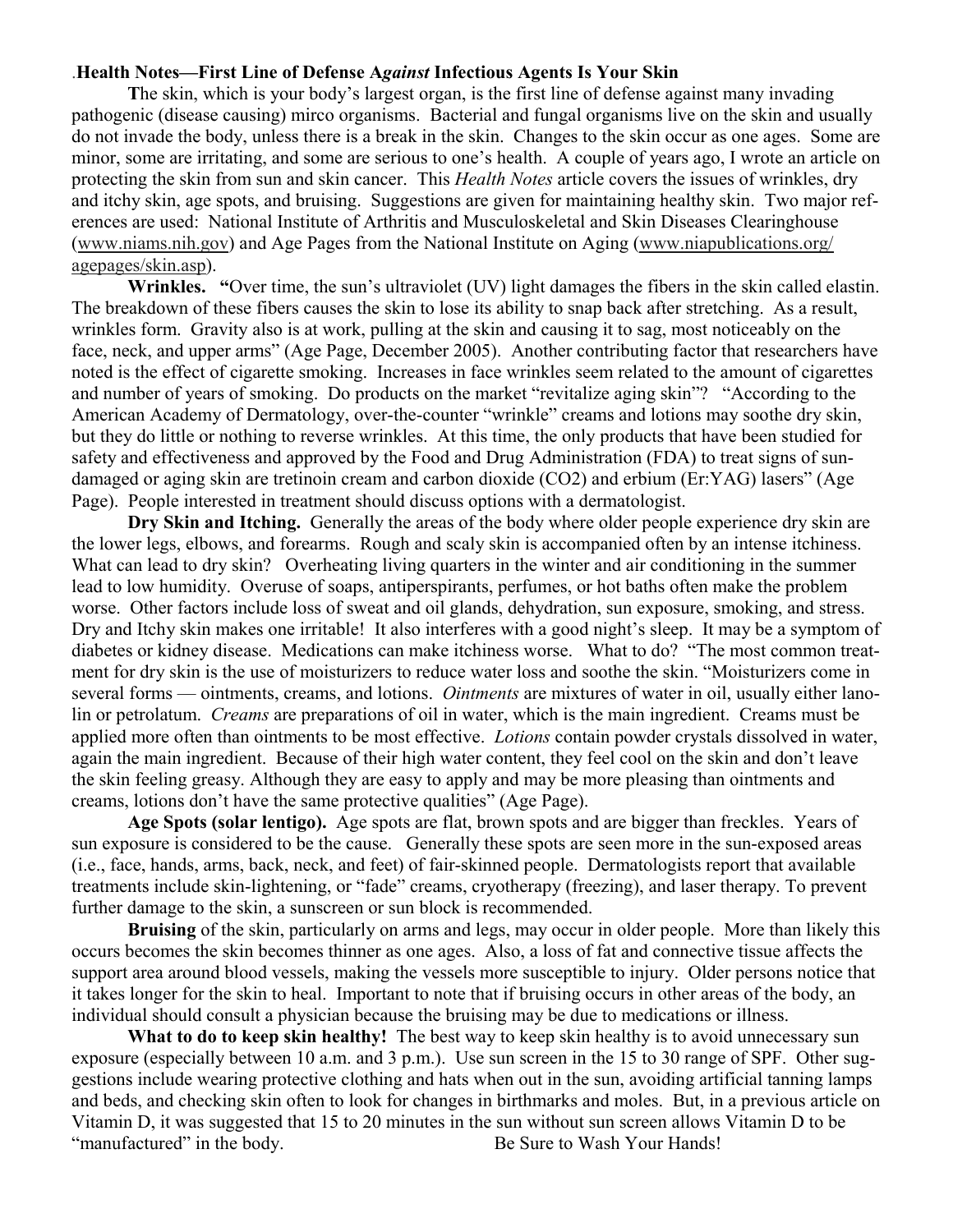## .Health Notes—First Line of Defense A*gainst* Infectious Agents Is Your Skin

**T**he skin, which is your body's largest organ, is the first line of defense against many invading pathogenic (disease causing) mirco organisms. Bacterial and fungal organisms live on the skin and usually do not invade the body, unless there is a break in the skin. Changes to the skin occur as one ages. Some are minor, some are irritating, and some are serious to one's health. A couple of years ago, I wrote an article on protecting the skin from sun and skin cancer. This *Health Notes* article covers the issues of wrinkles, dry and itchy skin, age spots, and bruising. Suggestions are given for maintaining healthy skin. Two major references are used: National Institute of Arthritis and Musculoskeletal and Skin Diseases Clearinghouse (www.niams.nih.gov) and Age Pages from the National Institute on Aging (www.niapublications.org/agepages/skin.asp).

**Wrinkles. "**Over time, the sun's ultraviolet (UV) light damages the fibers in the skin called elastin. The breakdown of these fibers causes the skin to lose its ability to snap back after stretching. As a result, wrinkles form. Gravity also is at work, pulling at the skin and causing it to sag, most noticeably on the face, neck, and upper arms" (Age Page, December 2005). Another contributing factor that researchers have noted is the effect of cigarette smoking. Increases in face wrinkles seem related to the amount of cigarettes and number of years of smoking. Do products on the market "revitalize aging skin"? "According to the American Academy of Dermatology, over-the-counter "wrinkle" creams and lotions may soothe dry skin, but they do little or nothing to reverse wrinkles. At this time, the only products that have been studied for safety and effectiveness and approved by the Food and Drug Administration (FDA) to treat signs of sun-damaged or aging skin are tretinoin cream and carbon dioxide ($CO_2$) and erbium (Er:YAG) lasers" (Age Page). People interested in treatment should discuss options with a dermatologist.

**Dry Skin and Itching.** Generally the areas of the body where older people experience dry skin are the lower legs, elbows, and forearms. Rough and scaly skin is accompanied often by an intense itchiness. What can lead to dry skin? Overheating living quarters in the winter and air conditioning in the summer lead to low humidity. Overuse of soaps, antiperspirants, perfumes, or hot baths often make the problem worse. Other factors include loss of sweat and oil glands, dehydration, sun exposure, smoking, and stress. Dry and Itchy skin makes one irritable! It also interferes with a good night's sleep. It may be a symptom of diabetes or kidney disease. Medications can make itchiness worse. What to do? "The most common treatment for dry skin is the use of moisturizers to reduce water loss and soothe the skin. "Moisturizers come in several forms — ointments, creams, and lotions. *Ointments* are mixtures of water in oil, usually either lanolin or petrolatum. *Creams* are preparations of oil in water, which is the main ingredient. Creams must be applied more often than ointments to be most effective. *Lotions* contain powder crystals dissolved in water, again the main ingredient. Because of their high water content, they feel cool on the skin and don't leave the skin feeling greasy. Although they are easy to apply and may be more pleasing than ointments and creams, lotions don't have the same protective qualities" (Age Page).

**Age Spots (solar lentigo).** Age spots are flat, brown spots and are bigger than freckles. Years of sun exposure is considered to be the cause. Generally these spots are seen more in the sun-exposed areas (i.e., face, hands, arms, back, neck, and feet) of fair-skinned people. Dermatologists report that available treatments include skin-lightening, or "fade" creams, cryotherapy (freezing), and laser therapy. To prevent further damage to the skin, a sunscreen or sun block is recommended.

**Bruising** of the skin, particularly on arms and legs, may occur in older people. More than likely this occurs becomes the skin becomes thinner as one ages. Also, a loss of fat and connective tissue affects the support area around blood vessels, making the vessels more susceptible to injury. Older persons notice that it takes longer for the skin to heal. Important to note that if bruising occurs in other areas of the body, an individual should consult a physician because the bruising may be due to medications or illness.

**What to do to keep skin healthy!** The best way to keep skin healthy is to avoid unnecessary sun exposure (especially between 10 a.m. and 3 p.m.). Use sun screen in the 15 to 30 range of SPF. Other suggestions include wearing protective clothing and hats when out in the sun, avoiding artificial tanning lamps and beds, and checking skin often to look for changes in birthmarks and moles. But, in a previous article on Vitamin D, it was suggested that 15 to 20 minutes in the sun without sun screen allows Vitamin D to be "manufactured" in the body.

Be Sure to Wash Your Hands!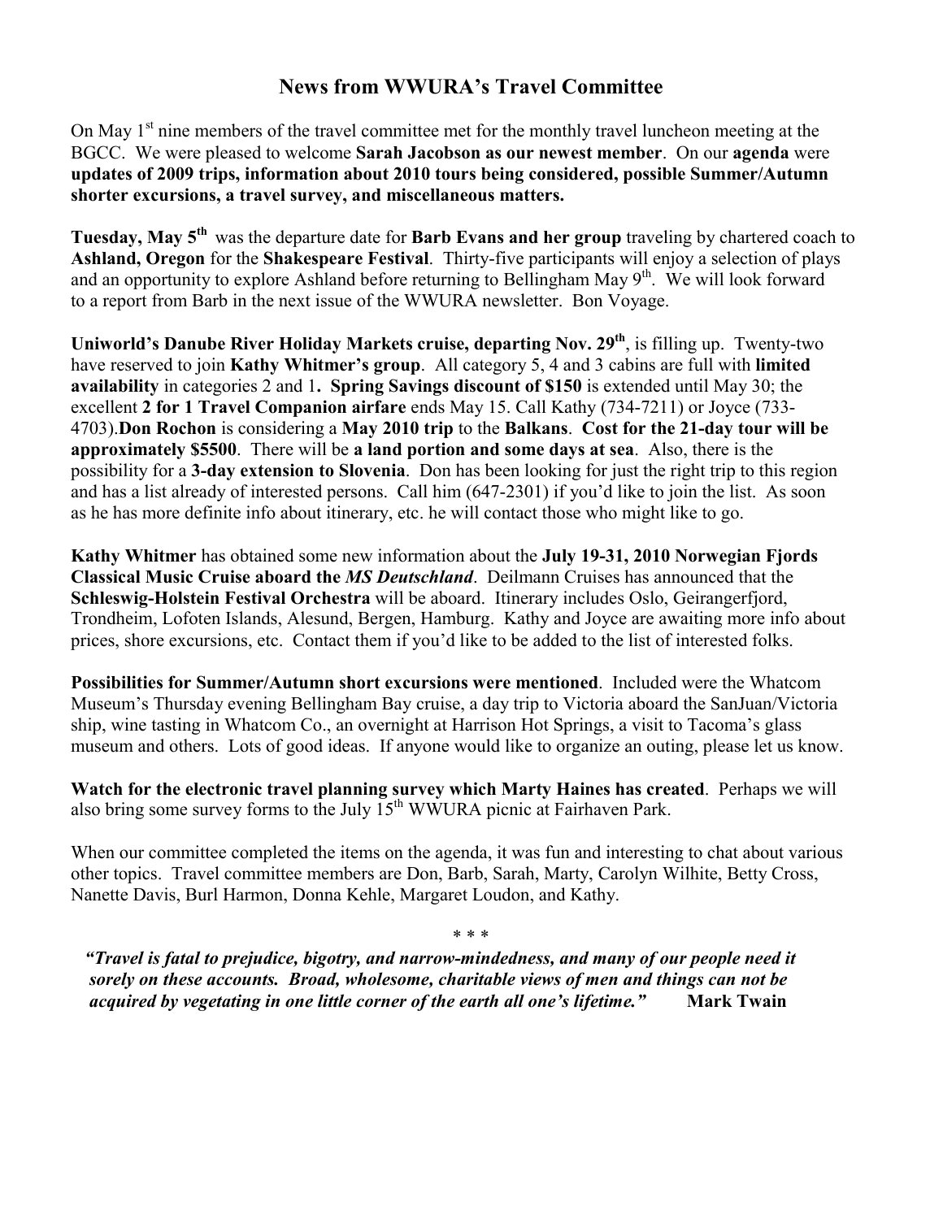## News from WWURA's Travel Committee

On May 1st nine members of the travel committee met for the monthly travel luncheon meeting at the BGCC. We were pleased to welcome **Sarah Jacobson as our newest member**. On our **agenda** were **updates of 2009 trips, information about 2010 tours being considered, possible Summer/Autumn shorter excursions, a travel survey, and miscellaneous matters.**

**Tuesday, May 5th** was the departure date for **Barb Evans and her group** traveling by chartered coach to **Ashland, Oregon** for the **Shakespeare Festival**. Thirty-five participants will enjoy a selection of plays and an opportunity to explore Ashland before returning to Bellingham May 9th. We will look forward to a report from Barb in the next issue of the WWURA newsletter. Bon Voyage.

**Uniworld's Danube River Holiday Markets cruise, departing Nov. 29th**, is filling up. Twenty-two have reserved to join **Kathy Whitmer's group**. All category 5, 4 and 3 cabins are full with **limited availability** in categories 2 and 1**. Spring Savings discount of $150** is extended until May 30; the excellent **2 for 1 Travel Companion airfare** ends May 15. Call Kathy (734-7211) or Joyce (733-4703).**Don Rochon** is considering a **May 2010 trip** to the **Balkans**. **Cost for the 21-day tour will be approximately $5500**. There will be **a land portion and some days at sea**. Also, there is the possibility for a **3-day extension to Slovenia**. Don has been looking for just the right trip to this region and has a list already of interested persons. Call him (647-2301) if you'd like to join the list. As soon as he has more definite info about itinerary, etc. he will contact those who might like to go.

**Kathy Whitmer** has obtained some new information about the **July 19-31, 2010 Norwegian Fjords Classical Music Cruise aboard the *MS Deutschland***. Deilmann Cruises has announced that the **Schleswig-Holstein Festival Orchestra** will be aboard. Itinerary includes Oslo, Geirangerfjord, Trondheim, Lofoten Islands, Alesund, Bergen, Hamburg. Kathy and Joyce are awaiting more info about prices, shore excursions, etc. Contact them if you'd like to be added to the list of interested folks.

**Possibilities for Summer/Autumn short excursions were mentioned**. Included were the Whatcom Museum's Thursday evening Bellingham Bay cruise, a day trip to Victoria aboard the SanJuan/Victoria ship, wine tasting in Whatcom Co., an overnight at Harrison Hot Springs, a visit to Tacoma's glass museum and others. Lots of good ideas. If anyone would like to organize an outing, please let us know.

**Watch for the electronic travel planning survey which Marty Haines has created**. Perhaps we will also bring some survey forms to the July 15th WWURA picnic at Fairhaven Park.

When our committee completed the items on the agenda, it was fun and interesting to chat about various other topics. Travel committee members are Don, Barb, Sarah, Marty, Carolyn Wilhite, Betty Cross, Nanette Davis, Burl Harmon, Donna Kehle, Margaret Loudon, and Kathy.

\* \* \*

***"Travel is fatal to prejudice, bigotry, and narrow-mindedness, and many of our people need it sorely on these accounts. Broad, wholesome, charitable views of men and things can not be acquired by vegetating in one little corner of the earth all one's lifetime."*** **Mark Twain**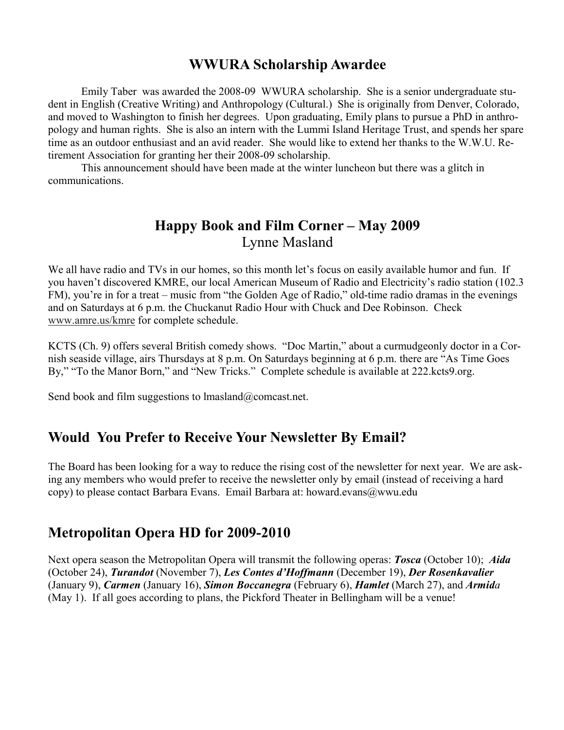## WWURA Scholarship Awardee

Emily Taber was awarded the 2008-09 WWURA scholarship. She is a senior undergraduate student in English (Creative Writing) and Anthropology (Cultural.) She is originally from Denver, Colorado, and moved to Washington to finish her degrees. Upon graduating, Emily plans to pursue a PhD in anthropology and human rights. She is also an intern with the Lummi Island Heritage Trust, and spends her spare time as an outdoor enthusiast and an avid reader. She would like to extend her thanks to the W.W.U. Retirement Association for granting her their 2008-09 scholarship.

This announcement should have been made at the winter luncheon but there was a glitch in communications.

## Happy Book and Film Corner – May 2009

Lynne Masland

We all have radio and TVs in our homes, so this month let's focus on easily available humor and fun. If you haven't discovered KMRE, our local American Museum of Radio and Electricity's radio station (102.3 FM), you're in for a treat – music from "the Golden Age of Radio," old-time radio dramas in the evenings and on Saturdays at 6 p.m. the Chuckanut Radio Hour with Chuck and Dee Robinson. Check www.amre.us/kmre for complete schedule.

KCTS (Ch. 9) offers several British comedy shows. "Doc Martin," about a curmudgeonly doctor in a Cornish seaside village, airs Thursdays at 8 p.m. On Saturdays beginning at 6 p.m. there are "As Time Goes By," "To the Manor Born," and "New Tricks." Complete schedule is available at 222.kcts9.org.

Send book and film suggestions to lmasland@comcast.net.

## Would You Prefer to Receive Your Newsletter By Email?

The Board has been looking for a way to reduce the rising cost of the newsletter for next year. We are asking any members who would prefer to receive the newsletter only by email (instead of receiving a hard copy) to please contact Barbara Evans. Email Barbara at: howard.evans@wwu.edu

## Metropolitan Opera HD for 2009-2010

Next opera season the Metropolitan Opera will transmit the following operas: ***Tosca*** (October 10); ***Aida*** (October 24), ***Turandot*** (November 7), ***Les Contes d'Hoffmann*** (December 19), ***Der Rosenkavalier*** (January 9), ***Carmen*** (January 16), ***Simon Boccanegra*** (February 6), ***Hamlet*** (March 27), and ***Armida*** (May 1). If all goes according to plans, the Pickford Theater in Bellingham will be a venue!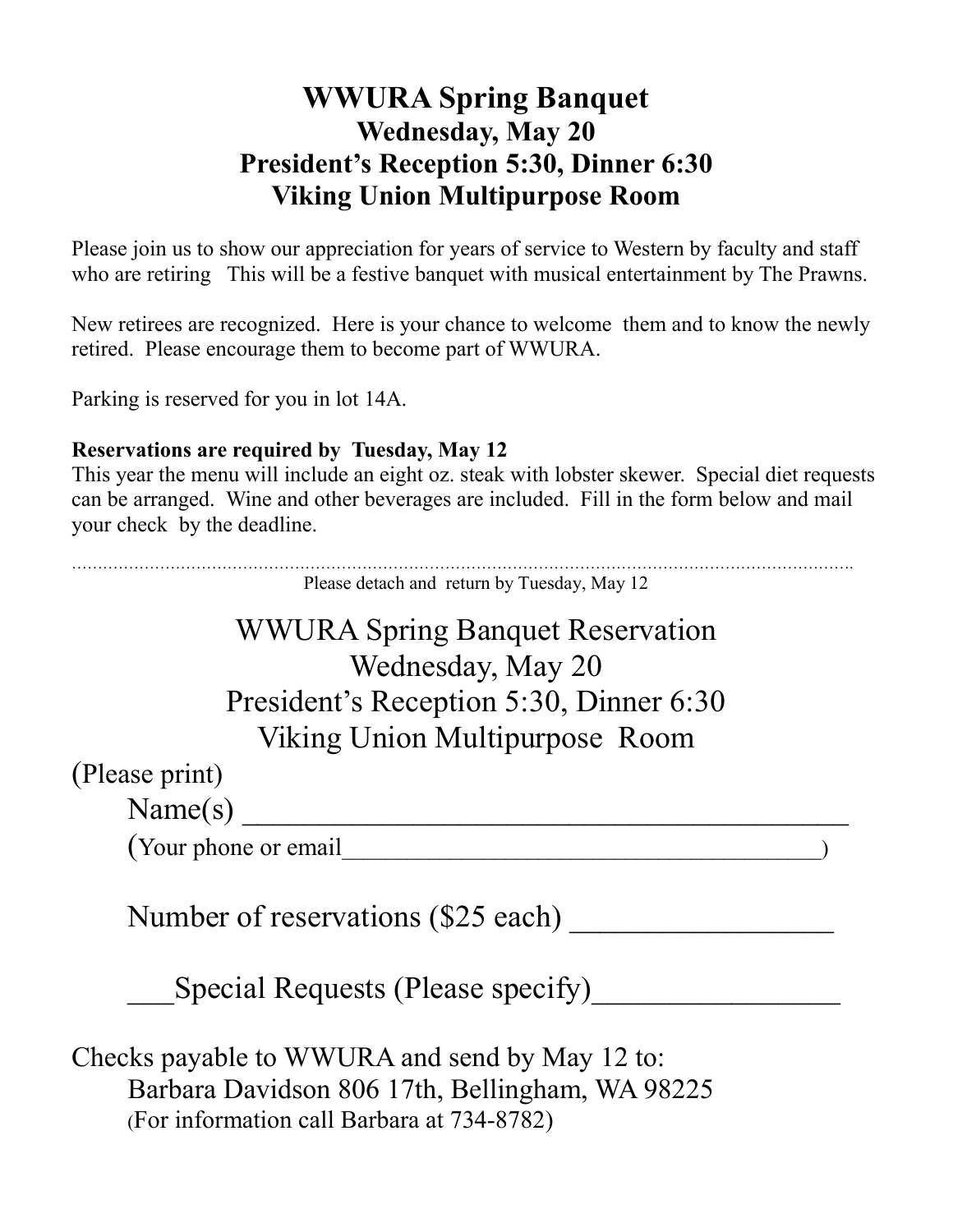# WWURA Spring Banquet

## Wednesday, May 20

## President's Reception 5:30, Dinner 6:30

## Viking Union Multipurpose Room

Please join us to show our appreciation for years of service to Western by faculty and staff who are retiring This will be a festive banquet with musical entertainment by The Prawns.

New retirees are recognized. Here is your chance to welcome them and to know the newly retired. Please encourage them to become part of WWURA.

Parking is reserved for you in lot 14A.

**Reservations are required by Tuesday, May 12**
This year the menu will include an eight oz. steak with lobster skewer. Special diet requests can be arranged. Wine and other beverages are included. Fill in the form below and mail your check by the deadline.

.......................................................................................................................................................

Please detach and return by Tuesday, May 12

WWURA Spring Banquet Reservation
Wednesday, May 20
President's Reception 5:30, Dinner 6:30
Viking Union Multipurpose Room

(Please print)

Name(s) ________________________________________

(Your phone or email________________________________________)

Number of reservations ($25 each) _________________

___Special Requests (Please specify)________________

Checks payable to WWURA and send by May 12 to:
Barbara Davidson 806 17th, Bellingham, WA 98225
(For information call Barbara at 734-8782)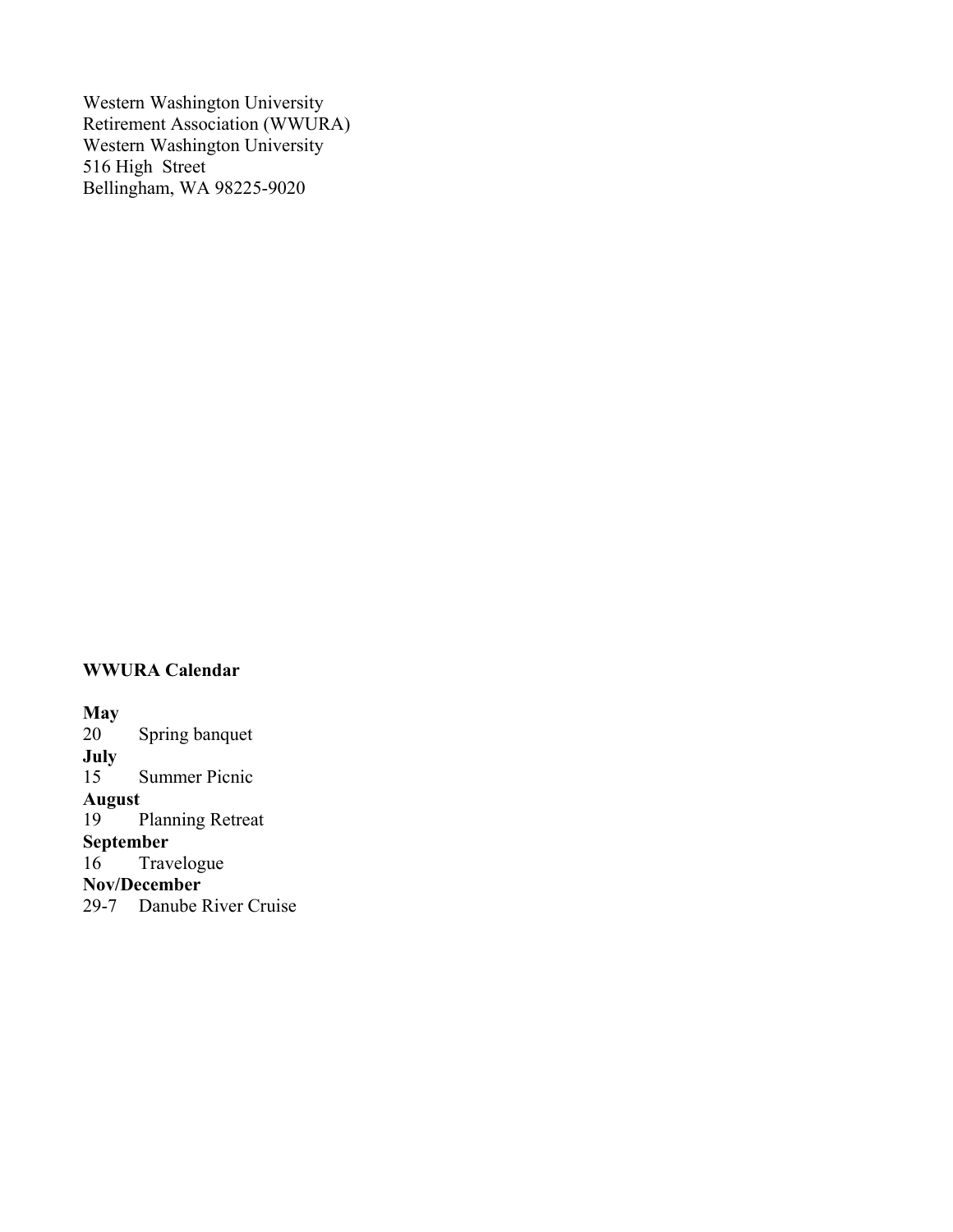Western Washington University
Retirement Association (WWURA)
Western Washington University
516 High Street
Bellingham, WA 98225-9020

**WWURA Calendar**

**May**
20 Spring banquet
**July**
15 Summer Picnic
**August**
19 Planning Retreat
**September**
16 Travelogue
**Nov/December**
29-7 Danube River Cruise